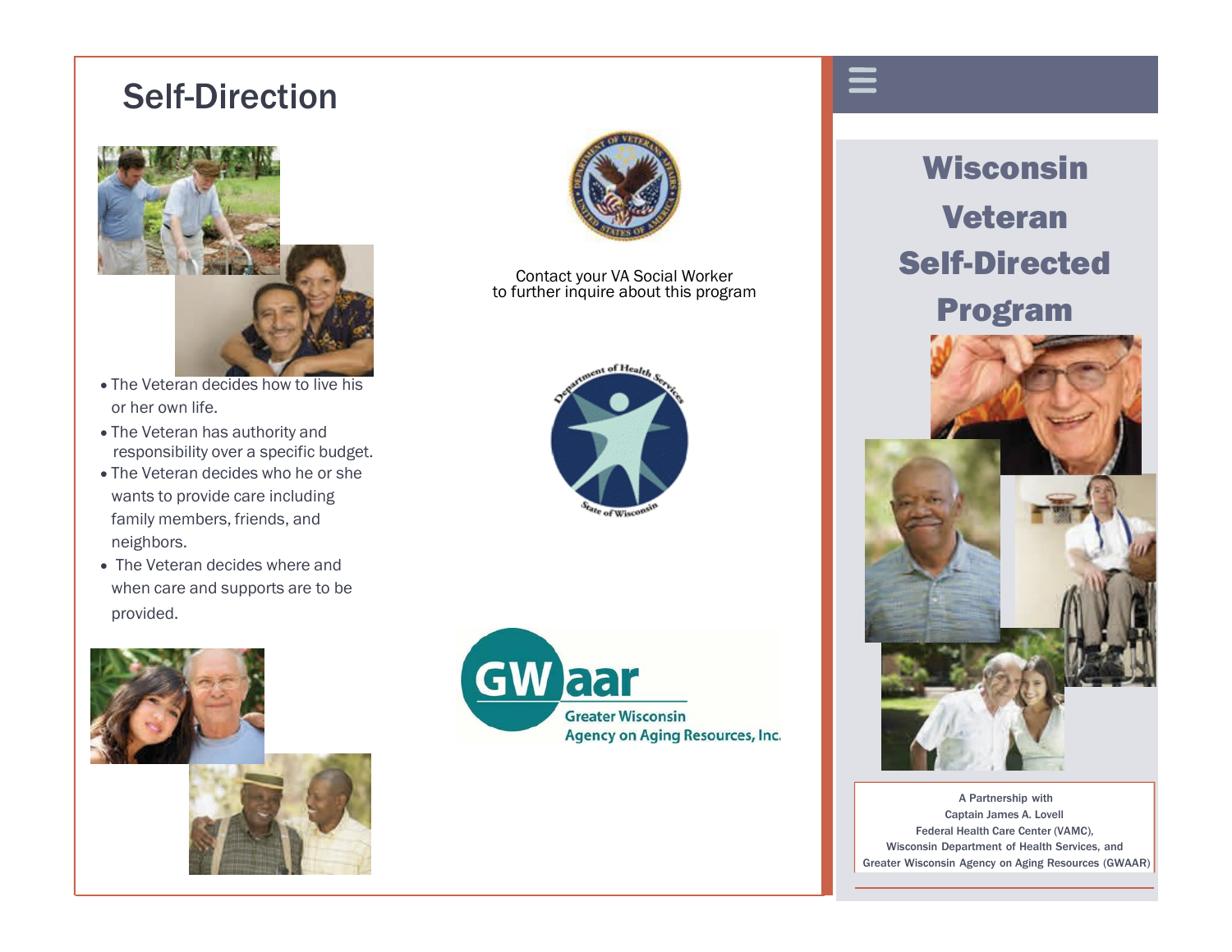## Self-Direction

- The Veteran decides how to live his or her own life.
- The Veteran has authority and responsibility over a specific budget.
- The Veteran decides who he or she wants to provide care including family members, friends, and neighbors.
- The Veteran decides where and when care and supports are to be provided.

Contact your VA Social Worker to further inquire about this program

GWaar
Greater Wisconsin Agency on Aging Resources, Inc.

# Wisconsin Veteran Self-Directed Program

A Partnership with
Captain James A. Lovell
Federal Health Care Center (VAMC),
Wisconsin Department of Health Services, and
Greater Wisconsin Agency on Aging Resources (GWAAR)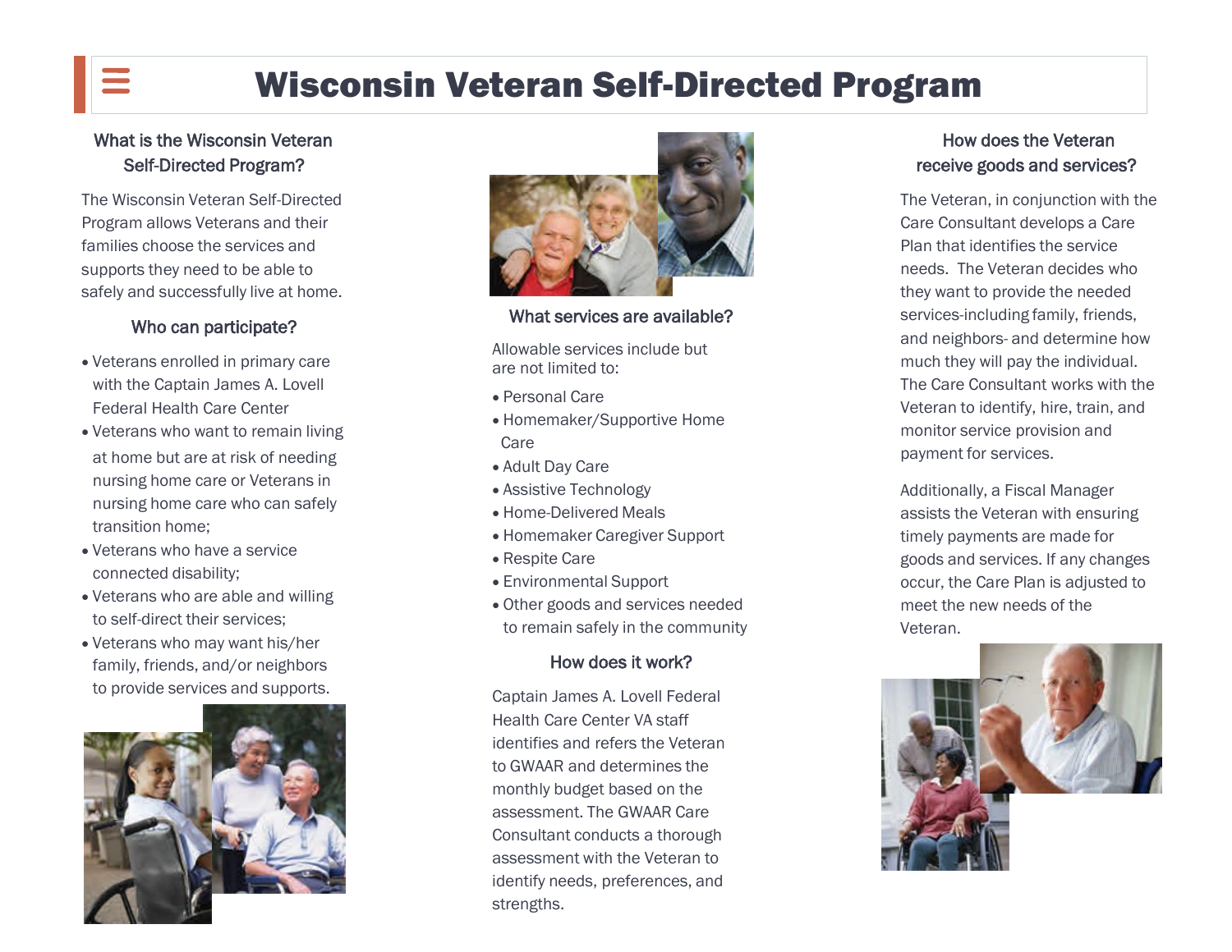# Wisconsin Veteran Self-Directed Program

### What is the Wisconsin Veteran Self-Directed Program?

The Wisconsin Veteran Self-Directed Program allows Veterans and their families choose the services and supports they need to be able to safely and successfully live at home.

### Who can participate?

- Veterans enrolled in primary care with the Captain James A. Lovell Federal Health Care Center
- Veterans who want to remain living at home but are at risk of needing nursing home care or Veterans in nursing home care who can safely transition home;
- Veterans who have a service connected disability;
- Veterans who are able and willing to self-direct their services;
- Veterans who may want his/her family, friends, and/or neighbors to provide services and supports.

### What services are available?

Allowable services include but are not limited to:

- Personal Care
- Homemaker/Supportive Home Care
- Adult Day Care
- Assistive Technology
- Home-Delivered Meals
- Homemaker Caregiver Support
- Respite Care
- Environmental Support
- Other goods and services needed to remain safely in the community

### How does it work?

Captain James A. Lovell Federal Health Care Center VA staff identifies and refers the Veteran to GWAAR and determines the monthly budget based on the assessment. The GWAAR Care Consultant conducts a thorough assessment with the Veteran to identify needs, preferences, and strengths.

### How does the Veteran receive goods and services?

The Veteran, in conjunction with the Care Consultant develops a Care Plan that identifies the service needs. The Veteran decides who they want to provide the needed services-including family, friends, and neighbors- and determine how much they will pay the individual. The Care Consultant works with the Veteran to identify, hire, train, and monitor service provision and payment for services.

Additionally, a Fiscal Manager assists the Veteran with ensuring timely payments are made for goods and services. If any changes occur, the Care Plan is adjusted to meet the new needs of the Veteran.